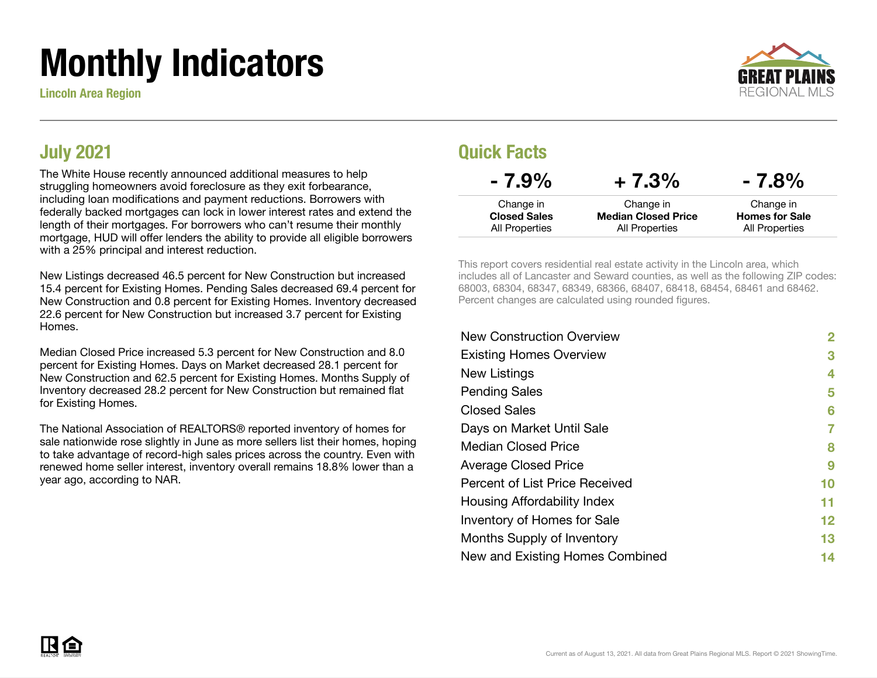# Monthly Indicators

**Lincoln Area Region**

GREAT PLAINS REGIONAL MLS

## July 2021

The White House recently announced additional measures to help struggling homeowners avoid foreclosure as they exit forbearance, including loan modifications and payment reductions. Borrowers with federally backed mortgages can lock in lower interest rates and extend the length of their mortgages. For borrowers who can't resume their monthly mortgage, HUD will offer lenders the ability to provide all eligible borrowers with a 25% principal and interest reduction.

New Listings decreased 46.5 percent for New Construction but increased 15.4 percent for Existing Homes. Pending Sales decreased 69.4 percent for New Construction and 0.8 percent for Existing Homes. Inventory decreased 22.6 percent for New Construction but increased 3.7 percent for Existing Homes.

Median Closed Price increased 5.3 percent for New Construction and 8.0 percent for Existing Homes. Days on Market decreased 28.1 percent for New Construction and 62.5 percent for Existing Homes. Months Supply of Inventory decreased 28.2 percent for New Construction but remained flat for Existing Homes.

The National Association of REALTORS® reported inventory of homes for sale nationwide rose slightly in June as more sellers list their homes, hoping to take advantage of record-high sales prices across the country. Even with renewed home seller interest, inventory overall remains 18.8% lower than a year ago, according to NAR.

## Quick Facts

| - 7.9% | + 7.3% | - 7.8% |
|---|---|---|
| Change in **Closed Sales** All Properties | Change in **Median Closed Price** All Properties | Change in **Homes for Sale** All Properties |

This report covers residential real estate activity in the Lincoln area, which includes all of Lancaster and Seward counties, as well as the following ZIP codes: 68003, 68304, 68347, 68349, 68366, 68407, 68418, 68454, 68461 and 68462. Percent changes are calculated using rounded figures.

| | |
|---|---|
| New Construction Overview | 2 |
| Existing Homes Overview | 3 |
| New Listings | 4 |
| Pending Sales | 5 |
| Closed Sales | 6 |
| Days on Market Until Sale | 7 |
| Median Closed Price | 8 |
| Average Closed Price | 9 |
| Percent of List Price Received | 10 |
| Housing Affordability Index | 11 |
| Inventory of Homes for Sale | 12 |
| Months Supply of Inventory | 13 |
| New and Existing Homes Combined | 14 |

Current as of August 13, 2021. All data from Great Plains Regional MLS. Report © 2021 ShowingTime.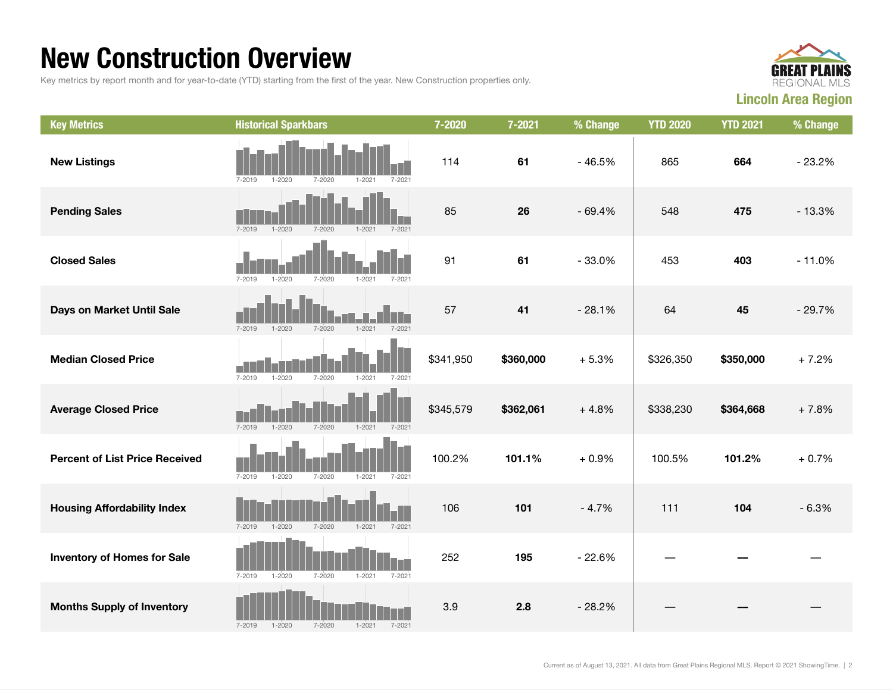# New Construction Overview

Key metrics by report month and for year-to-date (YTD) starting from the first of the year. New Construction properties only.

**GREAT PLAINS** REGIONAL MLS

## Lincoln Area Region

| Key Metrics | Historical Sparkbars | 7-2020 | 7-2021 | % Change | YTD 2020 | YTD 2021 | % Change |
|---|---|---|---|---|---|---|---|
| **New Listings** | 7-2019 1-2020 7-2020 1-2021 7-2021 | 114 | **61** | - 46.5% | 865 | **664** | - 23.2% |
| **Pending Sales** | 7-2019 1-2020 7-2020 1-2021 7-2021 | 85 | **26** | - 69.4% | 548 | **475** | - 13.3% |
| **Closed Sales** | 7-2019 1-2020 7-2020 1-2021 7-2021 | 91 | **61** | - 33.0% | 453 | **403** | - 11.0% |
| **Days on Market Until Sale** | 7-2019 1-2020 7-2020 1-2021 7-2021 | 57 | **41** | - 28.1% | 64 | **45** | - 29.7% |
| **Median Closed Price** | 7-2019 1-2020 7-2020 1-2021 7-2021 | $341,950 | **$360,000** | + 5.3% | $326,350 | **$350,000** | + 7.2% |
| **Average Closed Price** | 7-2019 1-2020 7-2020 1-2021 7-2021 | $345,579 | **$362,061** | + 4.8% | $338,230 | **$364,668** | + 7.8% |
| **Percent of List Price Received** | 7-2019 1-2020 7-2020 1-2021 7-2021 | 100.2% | **101.1%** | + 0.9% | 100.5% | **101.2%** | + 0.7% |
| **Housing Affordability Index** | 7-2019 1-2020 7-2020 1-2021 7-2021 | 106 | **101** | - 4.7% | 111 | **104** | - 6.3% |
| **Inventory of Homes for Sale** | 7-2019 1-2020 7-2020 1-2021 7-2021 | 252 | **195** | - 22.6% | — | **—** | — |
| **Months Supply of Inventory** | 7-2019 1-2020 7-2020 1-2021 7-2021 | 3.9 | **2.8** | - 28.2% | — | **—** | — |

Current as of August 13, 2021. All data from Great Plains Regional MLS. Report © 2021 ShowingTime.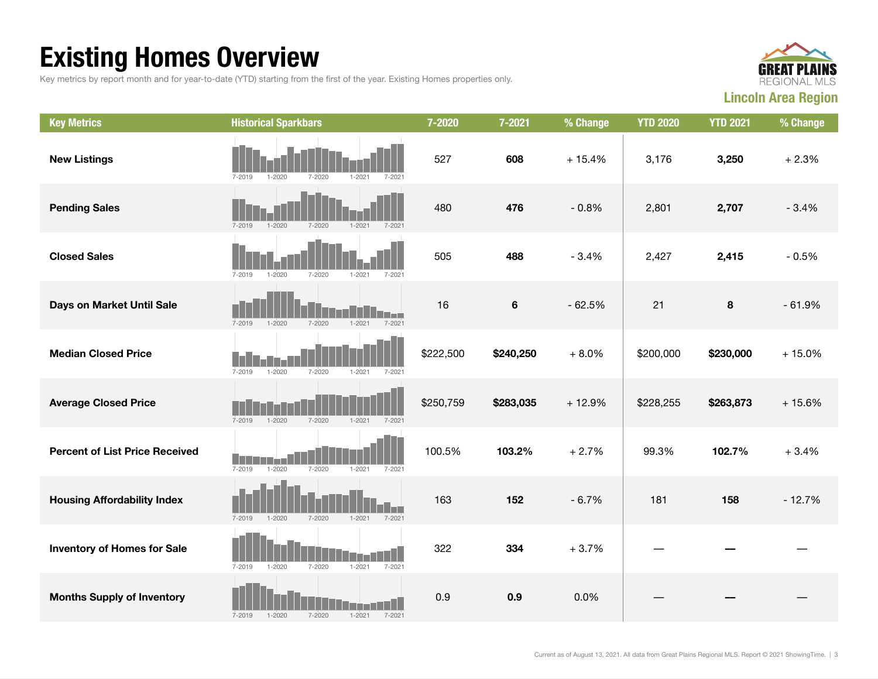# Existing Homes Overview

Key metrics by report month and for year-to-date (YTD) starting from the first of the year. Existing Homes properties only.

**Lincoln Area Region**

| Key Metrics | Historical Sparkbars | 7-2020 | 7-2021 | % Change | YTD 2020 | YTD 2021 | % Change |
| --- | --- | --- | --- | --- | --- | --- | --- |
| **New Listings** | 7-2019 1-2020 7-2020 1-2021 7-2021 | 527 | **608** | + 15.4% | 3,176 | **3,250** | + 2.3% |
| **Pending Sales** | 7-2019 1-2020 7-2020 1-2021 7-2021 | 480 | **476** | - 0.8% | 2,801 | **2,707** | - 3.4% |
| **Closed Sales** | 7-2019 1-2020 7-2020 1-2021 7-2021 | 505 | **488** | - 3.4% | 2,427 | **2,415** | - 0.5% |
| **Days on Market Until Sale** | 7-2019 1-2020 7-2020 1-2021 7-2021 | 16 | **6** | - 62.5% | 21 | **8** | - 61.9% |
| **Median Closed Price** | 7-2019 1-2020 7-2020 1-2021 7-2021 | $222,500 | **$240,250** | + 8.0% | $200,000 | **$230,000** | + 15.0% |
| **Average Closed Price** | 7-2019 1-2020 7-2020 1-2021 7-2021 | $250,759 | **$283,035** | + 12.9% | $228,255 | **$263,873** | + 15.6% |
| **Percent of List Price Received** | 7-2019 1-2020 7-2020 1-2021 7-2021 | 100.5% | **103.2%** | + 2.7% | 99.3% | **102.7%** | + 3.4% |
| **Housing Affordability Index** | 7-2019 1-2020 7-2020 1-2021 7-2021 | 163 | **152** | - 6.7% | 181 | **158** | - 12.7% |
| **Inventory of Homes for Sale** | 7-2019 1-2020 7-2020 1-2021 7-2021 | 322 | **334** | + 3.7% | — | **—** | — |
| **Months Supply of Inventory** | 7-2019 1-2020 7-2020 1-2021 7-2021 | 0.9 | **0.9** | 0.0% | — | **—** | — |

Current as of August 13, 2021. All data from Great Plains Regional MLS. Report © 2021 ShowingTime.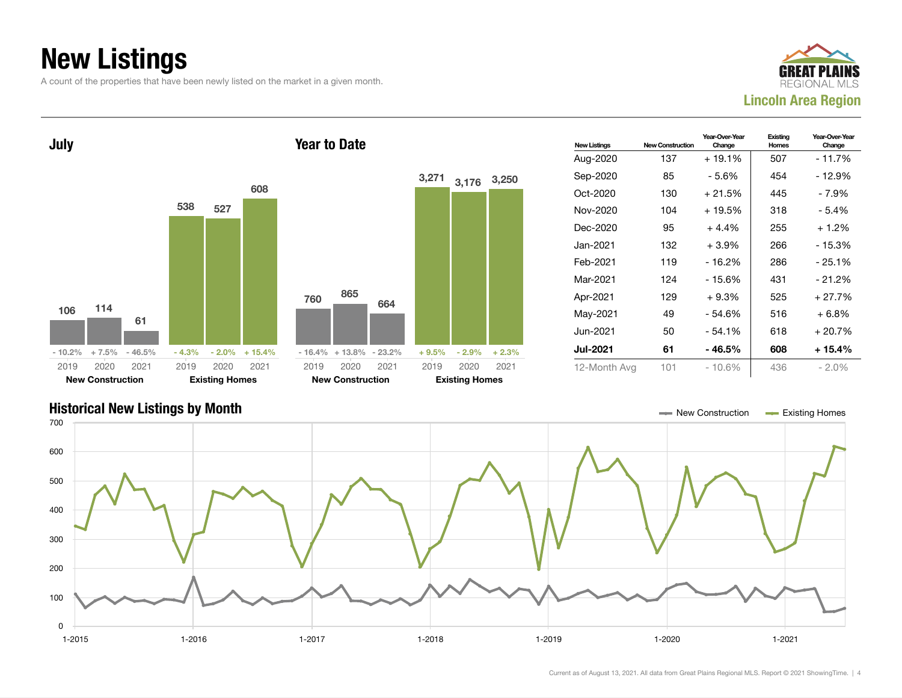# New Listings

A count of the properties that have been newly listed on the market in a given month.

GREAT PLAINS REGIONAL MLS
**Lincoln Area Region**

## July

| | 2019 | 2020 | 2021 |
|---|---|---|---|
| **New Construction** | 106 | 114 | 61 |
| Change | - 10.2% | + 7.5% | - 46.5% |
| **Existing Homes** | 538 | 527 | 608 |
| Change | - 4.3% | - 2.0% | + 15.4% |

## Year to Date

| | 2019 | 2020 | 2021 |
|---|---|---|---|
| **New Construction** | 760 | 865 | 664 |
| Change | - 16.4% | + 13.8% | - 23.2% |
| **Existing Homes** | 3,271 | 3,176 | 3,250 |
| Change | + 9.5% | - 2.9% | + 2.3% |

| New Listings | New Construction | Year-Over-Year Change | Existing Homes | Year-Over-Year Change |
|---|---|---|---|---|
| Aug-2020 | 137 | + 19.1% | 507 | - 11.7% |
| Sep-2020 | 85 | - 5.6% | 454 | - 12.9% |
| Oct-2020 | 130 | + 21.5% | 445 | - 7.9% |
| Nov-2020 | 104 | + 19.5% | 318 | - 5.4% |
| Dec-2020 | 95 | + 4.4% | 255 | + 1.2% |
| Jan-2021 | 132 | + 3.9% | 266 | - 15.3% |
| Feb-2021 | 119 | - 16.2% | 286 | - 25.1% |
| Mar-2021 | 124 | - 15.6% | 431 | - 21.2% |
| Apr-2021 | 129 | + 9.3% | 525 | + 27.7% |
| May-2021 | 49 | - 54.6% | 516 | + 6.8% |
| Jun-2021 | 50 | - 54.1% | 618 | + 20.7% |
| **Jul-2021** | **61** | **- 46.5%** | **608** | **+ 15.4%** |
| 12-Month Avg | 101 | - 10.6% | 436 | - 2.0% |

## Historical New Listings by Month

New Construction — Existing Homes

Current as of August 13, 2021. All data from Great Plains Regional MLS. Report © 2021 ShowingTime.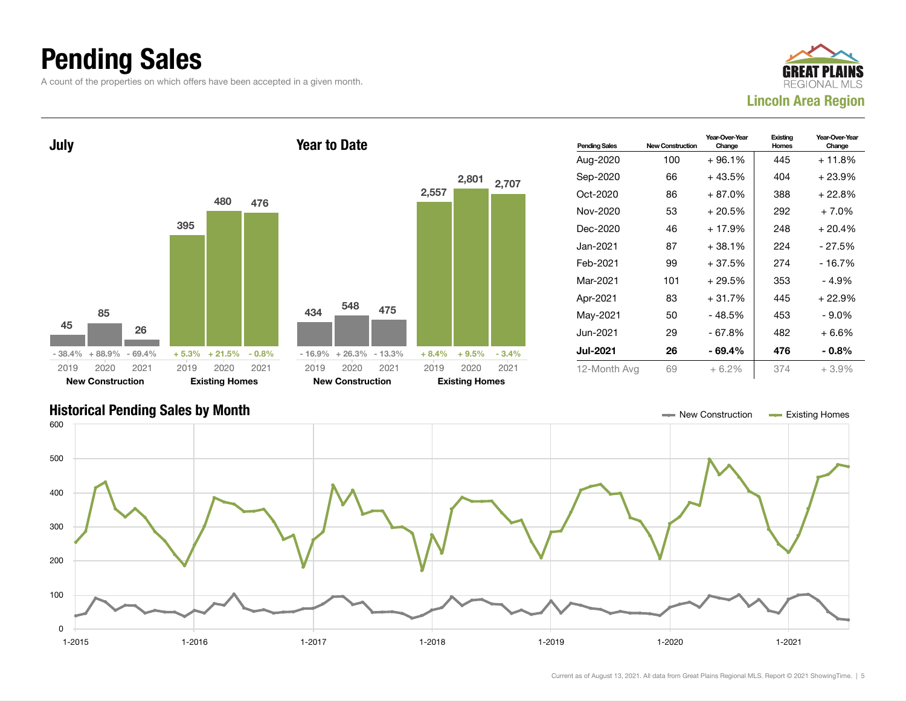# Pending Sales

A count of the properties on which offers have been accepted in a given month.

GREAT PLAINS REGIONAL MLS

**Lincoln Area Region**

### July

| | 2019 | 2020 | 2021 |
|---|---|---|---|
| New Construction | 45 | 85 | 26 |
| Change | - 38.4% | + 88.9% | - 69.4% |
| Existing Homes | 395 | 480 | 476 |
| Change | + 5.3% | + 21.5% | - 0.8% |

### Year to Date

| | 2019 | 2020 | 2021 |
|---|---|---|---|
| New Construction | 434 | 548 | 475 |
| Change | - 16.9% | + 26.3% | - 13.3% |
| Existing Homes | 2,557 | 2,801 | 2,707 |
| Change | + 8.4% | + 9.5% | - 3.4% |

| Pending Sales | New Construction | Year-Over-Year Change | Existing Homes | Year-Over-Year Change |
|---|---|---|---|---|
| Aug-2020 | 100 | + 96.1% | 445 | + 11.8% |
| Sep-2020 | 66 | + 43.5% | 404 | + 23.9% |
| Oct-2020 | 86 | + 87.0% | 388 | + 22.8% |
| Nov-2020 | 53 | + 20.5% | 292 | + 7.0% |
| Dec-2020 | 46 | + 17.9% | 248 | + 20.4% |
| Jan-2021 | 87 | + 38.1% | 224 | - 27.5% |
| Feb-2021 | 99 | + 37.5% | 274 | - 16.7% |
| Mar-2021 | 101 | + 29.5% | 353 | - 4.9% |
| Apr-2021 | 83 | + 31.7% | 445 | + 22.9% |
| May-2021 | 50 | - 48.5% | 453 | - 9.0% |
| Jun-2021 | 29 | - 67.8% | 482 | + 6.6% |
| **Jul-2021** | **26** | **- 69.4%** | **476** | **- 0.8%** |
| 12-Month Avg | 69 | + 6.2% | 374 | + 3.9% |

### Historical Pending Sales by Month

New Construction — Existing Homes

Current as of August 13, 2021. All data from Great Plains Regional MLS. Report © 2021 ShowingTime.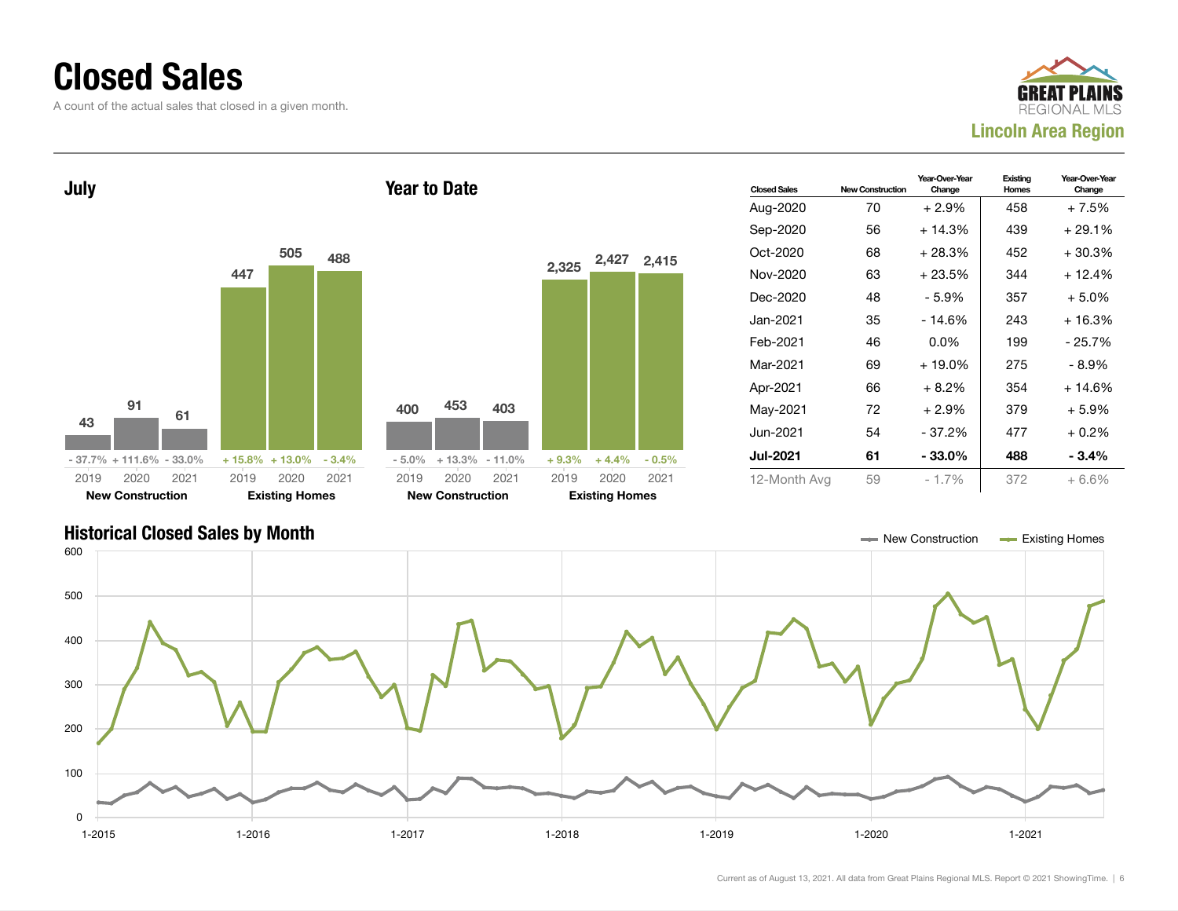# Closed Sales

A count of the actual sales that closed in a given month.

GREAT PLAINS REGIONAL MLS

**Lincoln Area Region**

## July

| | 2019 | 2020 | 2021 |
|---|---|---|---|
| New Construction | 43 | 91 | 61 |
| Change | - 37.7% | + 111.6% | - 33.0% |
| Existing Homes | 447 | 505 | 488 |
| Change | + 15.8% | + 13.0% | - 3.4% |

## Year to Date

| | 2019 | 2020 | 2021 |
|---|---|---|---|
| New Construction | 400 | 453 | 403 |
| Change | - 5.0% | + 13.3% | - 11.0% |
| Existing Homes | 2,325 | 2,427 | 2,415 |
| Change | + 9.3% | + 4.4% | - 0.5% |

| Closed Sales | New Construction | Year-Over-Year Change | Existing Homes | Year-Over-Year Change |
|---|---|---|---|---|
| Aug-2020 | 70 | + 2.9% | 458 | + 7.5% |
| Sep-2020 | 56 | + 14.3% | 439 | + 29.1% |
| Oct-2020 | 68 | + 28.3% | 452 | + 30.3% |
| Nov-2020 | 63 | + 23.5% | 344 | + 12.4% |
| Dec-2020 | 48 | - 5.9% | 357 | + 5.0% |
| Jan-2021 | 35 | - 14.6% | 243 | + 16.3% |
| Feb-2021 | 46 | 0.0% | 199 | - 25.7% |
| Mar-2021 | 69 | + 19.0% | 275 | - 8.9% |
| Apr-2021 | 66 | + 8.2% | 354 | + 14.6% |
| May-2021 | 72 | + 2.9% | 379 | + 5.9% |
| Jun-2021 | 54 | - 37.2% | 477 | + 0.2% |
| **Jul-2021** | **61** | **- 33.0%** | **488** | **- 3.4%** |
| 12-Month Avg | 59 | - 1.7% | 372 | + 6.6% |

## Historical Closed Sales by Month

New Construction — Existing Homes

Current as of August 13, 2021. All data from Great Plains Regional MLS. Report © 2021 ShowingTime.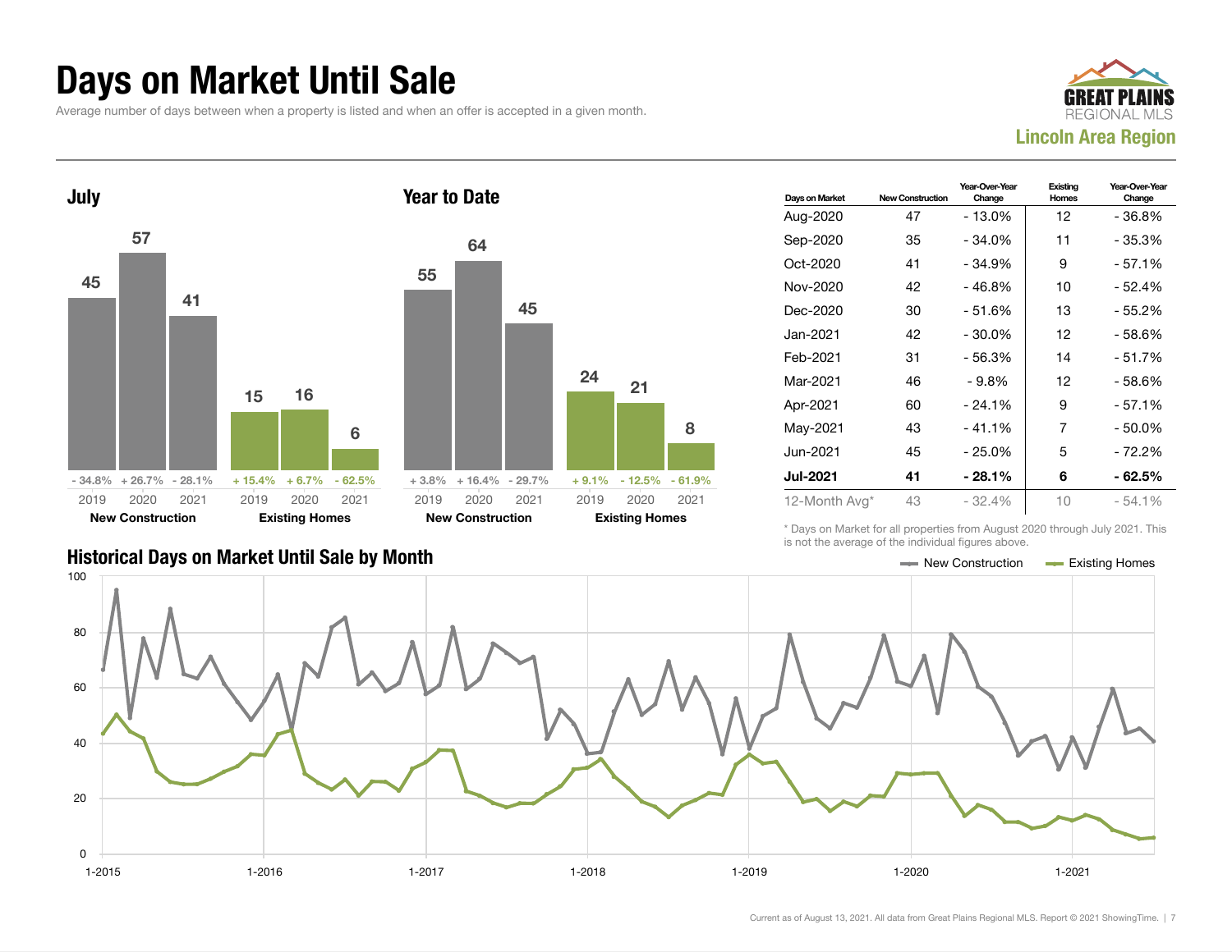# Days on Market Until Sale

Average number of days between when a property is listed and when an offer is accepted in a given month.

GREAT PLAINS REGIONAL MLS

**Lincoln Area Region**

## July

| | 2019 | 2020 | 2021 |
|---|---|---|---|
| **New Construction** | 45 | 57 | 41 |
| | - 34.8% | + 26.7% | - 28.1% |
| **Existing Homes** | 15 | 16 | 6 |
| | + 15.4% | + 6.7% | - 62.5% |

## Year to Date

| | 2019 | 2020 | 2021 |
|---|---|---|---|
| **New Construction** | 55 | 64 | 45 |
| | + 3.8% | + 16.4% | - 29.7% |
| **Existing Homes** | 24 | 21 | 8 |
| | + 9.1% | - 12.5% | - 61.9% |

| Days on Market | New Construction | Year-Over-Year Change | Existing Homes | Year-Over-Year Change |
|---|---|---|---|---|
| Aug-2020 | 47 | - 13.0% | 12 | - 36.8% |
| Sep-2020 | 35 | - 34.0% | 11 | - 35.3% |
| Oct-2020 | 41 | - 34.9% | 9 | - 57.1% |
| Nov-2020 | 42 | - 46.8% | 10 | - 52.4% |
| Dec-2020 | 30 | - 51.6% | 13 | - 55.2% |
| Jan-2021 | 42 | - 30.0% | 12 | - 58.6% |
| Feb-2021 | 31 | - 56.3% | 14 | - 51.7% |
| Mar-2021 | 46 | - 9.8% | 12 | - 58.6% |
| Apr-2021 | 60 | - 24.1% | 9 | - 57.1% |
| May-2021 | 43 | - 41.1% | 7 | - 50.0% |
| Jun-2021 | 45 | - 25.0% | 5 | - 72.2% |
| **Jul-2021** | **41** | **- 28.1%** | **6** | **- 62.5%** |
| 12-Month Avg* | 43 | - 32.4% | 10 | - 54.1% |

\* Days on Market for all properties from August 2020 through July 2021. This is not the average of the individual figures above.

## Historical Days on Market Until Sale by Month

Legend: New Construction, Existing Homes

Y-axis: 0, 20, 40, 60, 80, 100

X-axis: 1-2015, 1-2016, 1-2017, 1-2018, 1-2019, 1-2020, 1-2021

Current as of August 13, 2021. All data from Great Plains Regional MLS. Report © 2021 ShowingTime.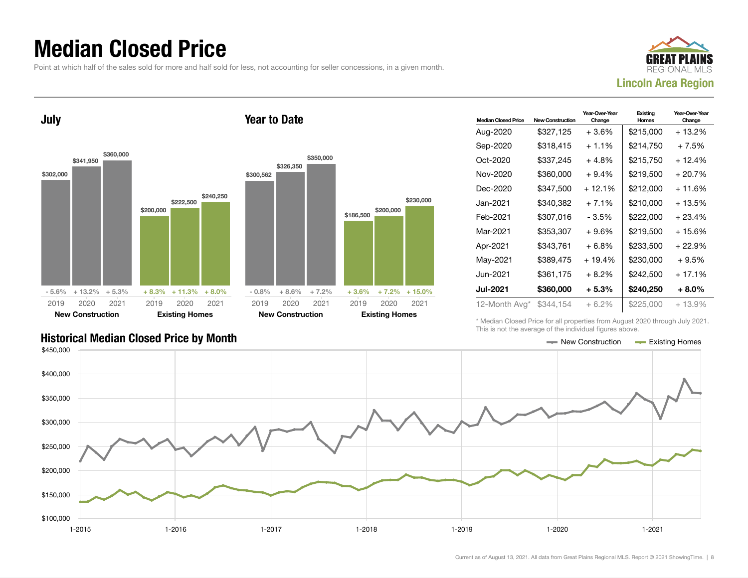# Median Closed Price

Point at which half of the sales sold for more and half sold for less, not accounting for seller concessions, in a given month.

**Lincoln Area Region**

## July

| | 2019 | 2020 | 2021 |
|---|---|---|---|
| New Construction | $302,000 | $341,950 | $360,000 |
| Change | - 5.6% | + 13.2% | + 5.3% |
| Existing Homes | $200,000 | $222,500 | $240,250 |
| Change | + 8.3% | + 11.3% | + 8.0% |

## Year to Date

| | 2019 | 2020 | 2021 |
|---|---|---|---|
| New Construction | $300,562 | $326,350 | $350,000 |
| Change | - 0.8% | + 8.6% | + 7.2% |
| Existing Homes | $186,500 | $200,000 | $230,000 |
| Change | + 3.6% | + 7.2% | + 15.0% |

| Median Closed Price | New Construction | Year-Over-Year Change | Existing Homes | Year-Over-Year Change |
|---|---|---|---|---|
| Aug-2020 | $327,125 | + 3.6% | $215,000 | + 13.2% |
| Sep-2020 | $318,415 | + 1.1% | $214,750 | + 7.5% |
| Oct-2020 | $337,245 | + 4.8% | $215,750 | + 12.4% |
| Nov-2020 | $360,000 | + 9.4% | $219,500 | + 20.7% |
| Dec-2020 | $347,500 | + 12.1% | $212,000 | + 11.6% |
| Jan-2021 | $340,382 | + 7.1% | $210,000 | + 13.5% |
| Feb-2021 | $307,016 | - 3.5% | $222,000 | + 23.4% |
| Mar-2021 | $353,307 | + 9.6% | $219,500 | + 15.6% |
| Apr-2021 | $343,761 | + 6.8% | $233,500 | + 22.9% |
| May-2021 | $389,475 | + 19.4% | $230,000 | + 9.5% |
| Jun-2021 | $361,175 | + 8.2% | $242,500 | + 17.1% |
| **Jul-2021** | **$360,000** | **+ 5.3%** | **$240,250** | **+ 8.0%** |
| 12-Month Avg* | $344,154 | + 6.2% | $225,000 | + 13.9% |

\* Median Closed Price for all properties from August 2020 through July 2021. This is not the average of the individual figures above.

## Historical Median Closed Price by Month

New Construction — Existing Homes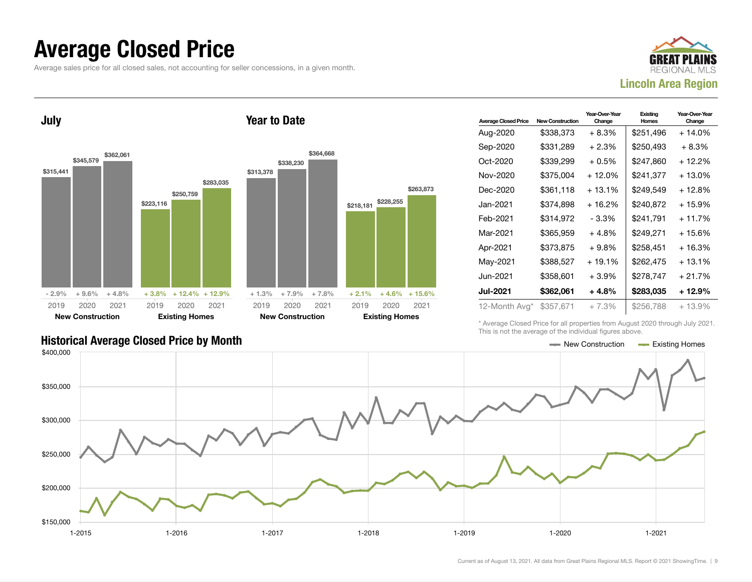# Average Closed Price

Average sales price for all closed sales, not accounting for seller concessions, in a given month.

**GREAT PLAINS REGIONAL MLS**
**Lincoln Area Region**

## July

| | 2019 | 2020 | 2021 |
|---|---|---|---|
| New Construction | $315,441 | $345,579 | $362,061 |
| Change | - 2.9% | + 9.6% | + 4.8% |
| Existing Homes | $223,116 | $250,759 | $283,035 |
| Change | + 3.8% | + 12.4% | + 12.9% |

## Year to Date

| | 2019 | 2020 | 2021 |
|---|---|---|---|
| New Construction | $313,378 | $338,230 | $364,668 |
| Change | + 1.3% | + 7.9% | + 7.8% |
| Existing Homes | $218,181 | $228,255 | $263,873 |
| Change | + 2.1% | + 4.6% | + 15.6% |

| Average Closed Price | New Construction | Year-Over-Year Change | Existing Homes | Year-Over-Year Change |
|---|---|---|---|---|
| Aug-2020 | $338,373 | + 8.3% | $251,496 | + 14.0% |
| Sep-2020 | $331,289 | + 2.3% | $250,493 | + 8.3% |
| Oct-2020 | $339,299 | + 0.5% | $247,860 | + 12.2% |
| Nov-2020 | $375,004 | + 12.0% | $241,377 | + 13.0% |
| Dec-2020 | $361,118 | + 13.1% | $249,549 | + 12.8% |
| Jan-2021 | $374,898 | + 16.2% | $240,872 | + 15.9% |
| Feb-2021 | $314,972 | - 3.3% | $241,791 | + 11.7% |
| Mar-2021 | $365,959 | + 4.8% | $249,271 | + 15.6% |
| Apr-2021 | $373,875 | + 9.8% | $258,451 | + 16.3% |
| May-2021 | $388,527 | + 19.1% | $262,475 | + 13.1% |
| Jun-2021 | $358,601 | + 3.9% | $278,747 | + 21.7% |
| **Jul-2021** | **$362,061** | **+ 4.8%** | **$283,035** | **+ 12.9%** |
| 12-Month Avg* | $357,671 | + 7.3% | $256,788 | + 13.9% |

\* Average Closed Price for all properties from August 2020 through July 2021. This is not the average of the individual figures above.

## Historical Average Closed Price by Month

New Construction — Existing Homes

Current as of August 13, 2021. All data from Great Plains Regional MLS. Report © 2021 ShowingTime.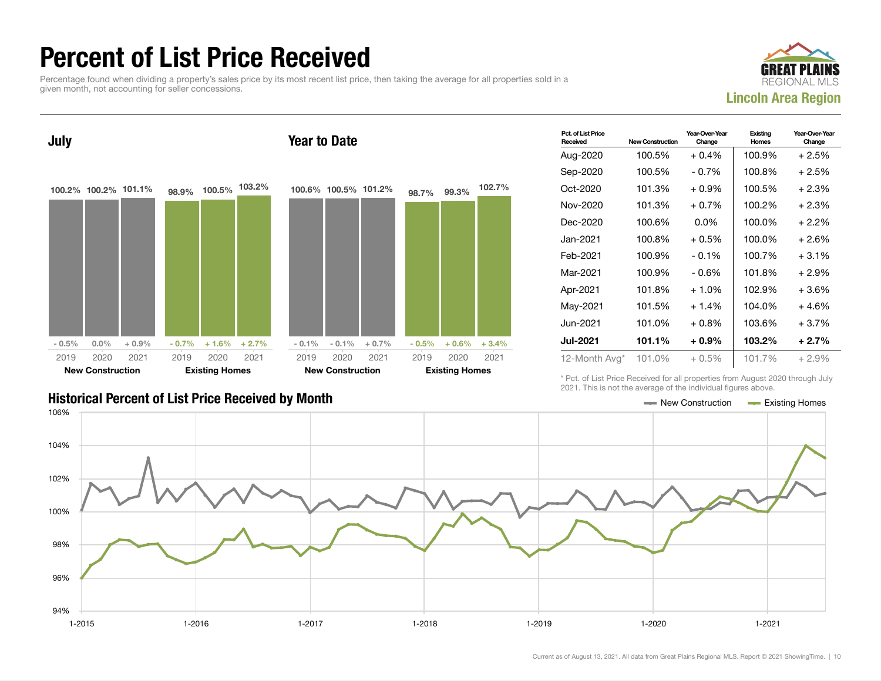# Percent of List Price Received

Percentage found when dividing a property's sales price by its most recent list price, then taking the average for all properties sold in a given month, not accounting for seller concessions.

**Lincoln Area Region**

## July

| | 2019 | 2020 | 2021 |
|---|---|---|---|
| New Construction | 100.2% | 100.2% | 101.1% |
| Change | - 0.5% | 0.0% | + 0.9% |
| Existing Homes | 98.9% | 100.5% | 103.2% |
| Change | - 0.7% | + 1.6% | + 2.7% |

## Year to Date

| | 2019 | 2020 | 2021 |
|---|---|---|---|
| New Construction | 100.6% | 100.5% | 101.2% |
| Change | - 0.1% | - 0.1% | + 0.7% |
| Existing Homes | 98.7% | 99.3% | 102.7% |
| Change | - 0.5% | + 0.6% | + 3.4% |

| Pct. of List Price Received | New Construction | Year-Over-Year Change | Existing Homes | Year-Over-Year Change |
|---|---|---|---|---|
| Aug-2020 | 100.5% | + 0.4% | 100.9% | + 2.5% |
| Sep-2020 | 100.5% | - 0.7% | 100.8% | + 2.5% |
| Oct-2020 | 101.3% | + 0.9% | 100.5% | + 2.3% |
| Nov-2020 | 101.3% | + 0.7% | 100.2% | + 2.3% |
| Dec-2020 | 100.6% | 0.0% | 100.0% | + 2.2% |
| Jan-2021 | 100.8% | + 0.5% | 100.0% | + 2.6% |
| Feb-2021 | 100.9% | - 0.1% | 100.7% | + 3.1% |
| Mar-2021 | 100.9% | - 0.6% | 101.8% | + 2.9% |
| Apr-2021 | 101.8% | + 1.0% | 102.9% | + 3.6% |
| May-2021 | 101.5% | + 1.4% | 104.0% | + 4.6% |
| Jun-2021 | 101.0% | + 0.8% | 103.6% | + 3.7% |
| **Jul-2021** | **101.1%** | **+ 0.9%** | **103.2%** | **+ 2.7%** |
| 12-Month Avg* | 101.0% | + 0.5% | 101.7% | + 2.9% |

\* Pct. of List Price Received for all properties from August 2020 through July 2021. This is not the average of the individual figures above.

## Historical Percent of List Price Received by Month

New Construction — Existing Homes

Current as of August 13, 2021. All data from Great Plains Regional MLS. Report © 2021 ShowingTime.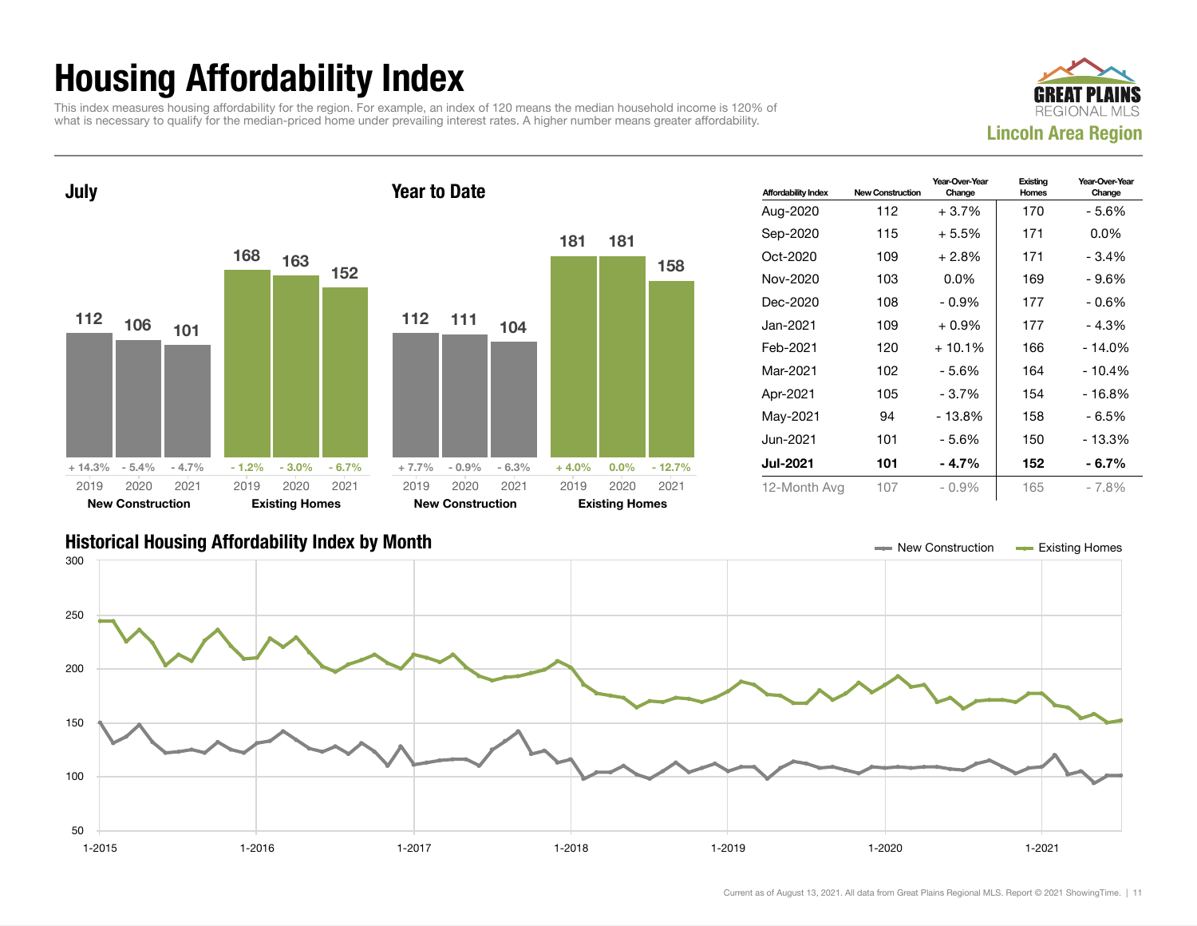# Housing Affordability Index

This index measures housing affordability for the region. For example, an index of 120 means the median household income is 120% of what is necessary to qualify for the median-priced home under prevailing interest rates. A higher number means greater affordability.

**GREAT PLAINS REGIONAL MLS**
**Lincoln Area Region**

## July

| | 2019 | 2020 | 2021 |
|---|---|---|---|
| **New Construction** | 112 | 106 | 101 |
| Change | + 14.3% | - 5.4% | - 4.7% |
| **Existing Homes** | 168 | 163 | 152 |
| Change | - 1.2% | - 3.0% | - 6.7% |

## Year to Date

| | 2019 | 2020 | 2021 |
|---|---|---|---|
| **New Construction** | 112 | 111 | 104 |
| Change | + 7.7% | - 0.9% | - 6.3% |
| **Existing Homes** | 181 | 181 | 158 |
| Change | + 4.0% | 0.0% | - 12.7% |

| Affordability Index | New Construction | Year-Over-Year Change | Existing Homes | Year-Over-Year Change |
|---|---|---|---|---|
| Aug-2020 | 112 | + 3.7% | 170 | - 5.6% |
| Sep-2020 | 115 | + 5.5% | 171 | 0.0% |
| Oct-2020 | 109 | + 2.8% | 171 | - 3.4% |
| Nov-2020 | 103 | 0.0% | 169 | - 9.6% |
| Dec-2020 | 108 | - 0.9% | 177 | - 0.6% |
| Jan-2021 | 109 | + 0.9% | 177 | - 4.3% |
| Feb-2021 | 120 | + 10.1% | 166 | - 14.0% |
| Mar-2021 | 102 | - 5.6% | 164 | - 10.4% |
| Apr-2021 | 105 | - 3.7% | 154 | - 16.8% |
| May-2021 | 94 | - 13.8% | 158 | - 6.5% |
| Jun-2021 | 101 | - 5.6% | 150 | - 13.3% |
| **Jul-2021** | **101** | **- 4.7%** | **152** | **- 6.7%** |
| 12-Month Avg | 107 | - 0.9% | 165 | - 7.8% |

## Historical Housing Affordability Index by Month

Legend: New Construction, Existing Homes

Y-axis: 50 – 300; X-axis: 1-2015, 1-2016, 1-2017, 1-2018, 1-2019, 1-2020, 1-2021

Current as of August 13, 2021. All data from Great Plains Regional MLS. Report © 2021 ShowingTime.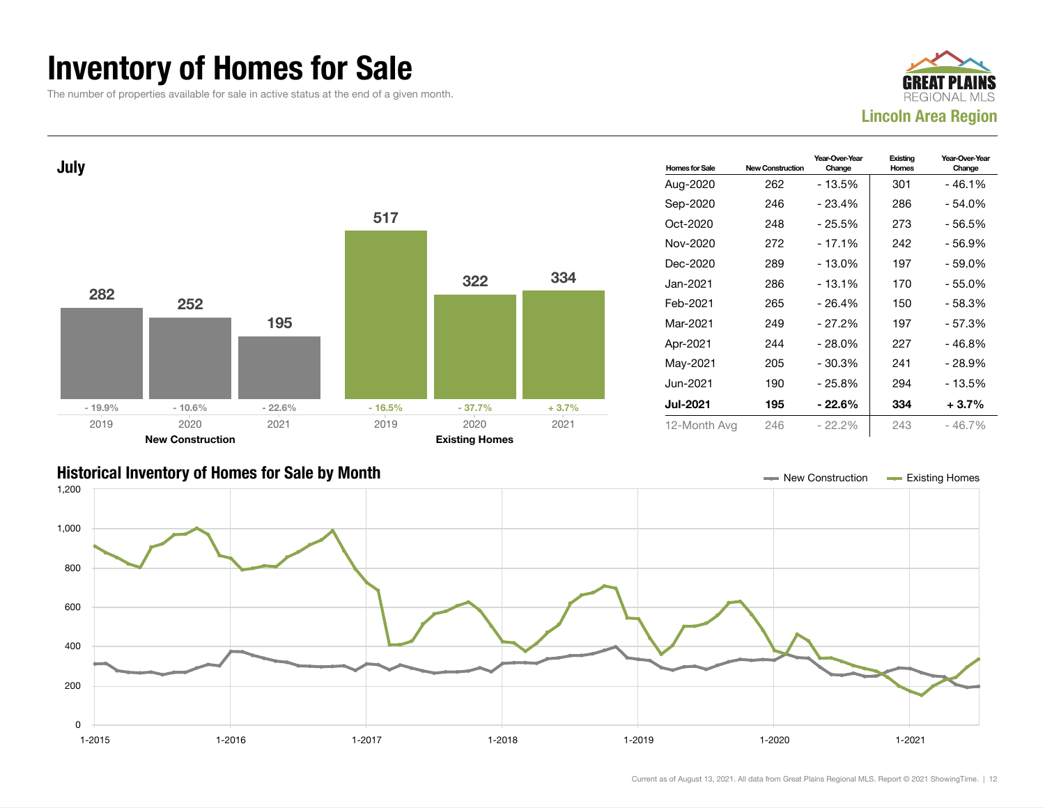# Inventory of Homes for Sale

The number of properties available for sale in active status at the end of a given month.

GREAT PLAINS REGIONAL MLS

**Lincoln Area Region**

## July

| | 2019 | 2020 | 2021 |
|---|---|---|---|
| New Construction | 282 | 252 | 195 |
| Change | - 19.9% | - 10.6% | - 22.6% |
| Existing Homes | 517 | 322 | 334 |
| Change | - 16.5% | - 37.7% | + 3.7% |

| Homes for Sale | New Construction | Year-Over-Year Change | Existing Homes | Year-Over-Year Change |
|---|---|---|---|---|
| Aug-2020 | 262 | - 13.5% | 301 | - 46.1% |
| Sep-2020 | 246 | - 23.4% | 286 | - 54.0% |
| Oct-2020 | 248 | - 25.5% | 273 | - 56.5% |
| Nov-2020 | 272 | - 17.1% | 242 | - 56.9% |
| Dec-2020 | 289 | - 13.0% | 197 | - 59.0% |
| Jan-2021 | 286 | - 13.1% | 170 | - 55.0% |
| Feb-2021 | 265 | - 26.4% | 150 | - 58.3% |
| Mar-2021 | 249 | - 27.2% | 197 | - 57.3% |
| Apr-2021 | 244 | - 28.0% | 227 | - 46.8% |
| May-2021 | 205 | - 30.3% | 241 | - 28.9% |
| Jun-2021 | 190 | - 25.8% | 294 | - 13.5% |
| **Jul-2021** | **195** | **- 22.6%** | **334** | **+ 3.7%** |
| 12-Month Avg | 246 | - 22.2% | 243 | - 46.7% |

## Historical Inventory of Homes for Sale by Month

New Construction — Existing Homes

Current as of August 13, 2021. All data from Great Plains Regional MLS. Report © 2021 ShowingTime.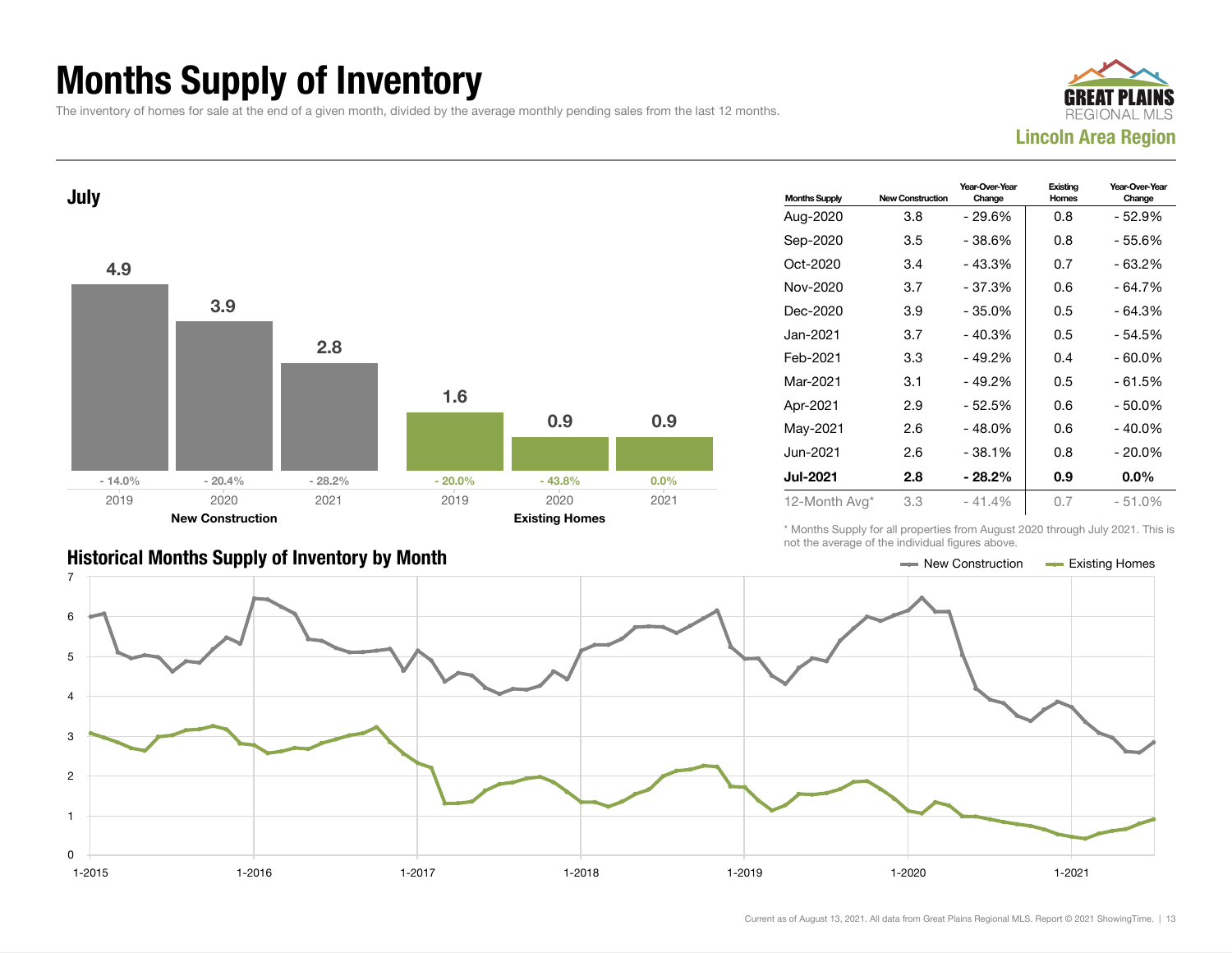# Months Supply of Inventory

The inventory of homes for sale at the end of a given month, divided by the average monthly pending sales from the last 12 months.

GREAT PLAINS REGIONAL MLS
**Lincoln Area Region**

## July

| | 2019 | 2020 | 2021 |
|---|---|---|---|
| New Construction | 4.9 (- 14.0%) | 3.9 (- 20.4%) | 2.8 (- 28.2%) |
| Existing Homes | 1.6 (- 20.0%) | 0.9 (- 43.8%) | 0.9 (0.0%) |

| Months Supply | New Construction | Year-Over-Year Change | Existing Homes | Year-Over-Year Change |
|---|---|---|---|---|
| Aug-2020 | 3.8 | - 29.6% | 0.8 | - 52.9% |
| Sep-2020 | 3.5 | - 38.6% | 0.8 | - 55.6% |
| Oct-2020 | 3.4 | - 43.3% | 0.7 | - 63.2% |
| Nov-2020 | 3.7 | - 37.3% | 0.6 | - 64.7% |
| Dec-2020 | 3.9 | - 35.0% | 0.5 | - 64.3% |
| Jan-2021 | 3.7 | - 40.3% | 0.5 | - 54.5% |
| Feb-2021 | 3.3 | - 49.2% | 0.4 | - 60.0% |
| Mar-2021 | 3.1 | - 49.2% | 0.5 | - 61.5% |
| Apr-2021 | 2.9 | - 52.5% | 0.6 | - 50.0% |
| May-2021 | 2.6 | - 48.0% | 0.6 | - 40.0% |
| Jun-2021 | 2.6 | - 38.1% | 0.8 | - 20.0% |
| **Jul-2021** | **2.8** | **- 28.2%** | **0.9** | **0.0%** |
| 12-Month Avg* | 3.3 | - 41.4% | 0.7 | - 51.0% |

\* Months Supply for all properties from August 2020 through July 2021. This is not the average of the individual figures above.

## Historical Months Supply of Inventory by Month

New Construction — Existing Homes

Current as of August 13, 2021. All data from Great Plains Regional MLS. Report © 2021 ShowingTime.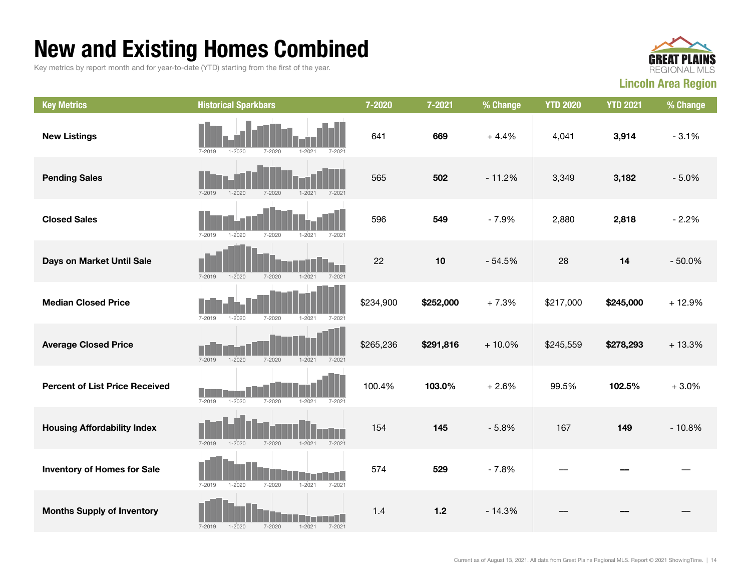# New and Existing Homes Combined

Key metrics by report month and for year-to-date (YTD) starting from the first of the year.

GREAT PLAINS REGIONAL MLS

**Lincoln Area Region**

| Key Metrics | Historical Sparkbars | 7-2020 | 7-2021 | % Change | YTD 2020 | YTD 2021 | % Change |
|---|---|---|---|---|---|---|---|
| **New Listings** | 7-2019 1-2020 7-2020 1-2021 7-2021 | 641 | **669** | + 4.4% | 4,041 | **3,914** | - 3.1% |
| **Pending Sales** | 7-2019 1-2020 7-2020 1-2021 7-2021 | 565 | **502** | - 11.2% | 3,349 | **3,182** | - 5.0% |
| **Closed Sales** | 7-2019 1-2020 7-2020 1-2021 7-2021 | 596 | **549** | - 7.9% | 2,880 | **2,818** | - 2.2% |
| **Days on Market Until Sale** | 7-2019 1-2020 7-2020 1-2021 7-2021 | 22 | **10** | - 54.5% | 28 | **14** | - 50.0% |
| **Median Closed Price** | 7-2019 1-2020 7-2020 1-2021 7-2021 | $234,900 | **$252,000** | + 7.3% | $217,000 | **$245,000** | + 12.9% |
| **Average Closed Price** | 7-2019 1-2020 7-2020 1-2021 7-2021 | $265,236 | **$291,816** | + 10.0% | $245,559 | **$278,293** | + 13.3% |
| **Percent of List Price Received** | 7-2019 1-2020 7-2020 1-2021 7-2021 | 100.4% | **103.0%** | + 2.6% | 99.5% | **102.5%** | + 3.0% |
| **Housing Affordability Index** | 7-2019 1-2020 7-2020 1-2021 7-2021 | 154 | **145** | - 5.8% | 167 | **149** | - 10.8% |
| **Inventory of Homes for Sale** | 7-2019 1-2020 7-2020 1-2021 7-2021 | 574 | **529** | - 7.8% | — | **—** | — |
| **Months Supply of Inventory** | 7-2019 1-2020 7-2020 1-2021 7-2021 | 1.4 | **1.2** | - 14.3% | — | **—** | — |

Current as of August 13, 2021. All data from Great Plains Regional MLS. Report © 2021 ShowingTime.